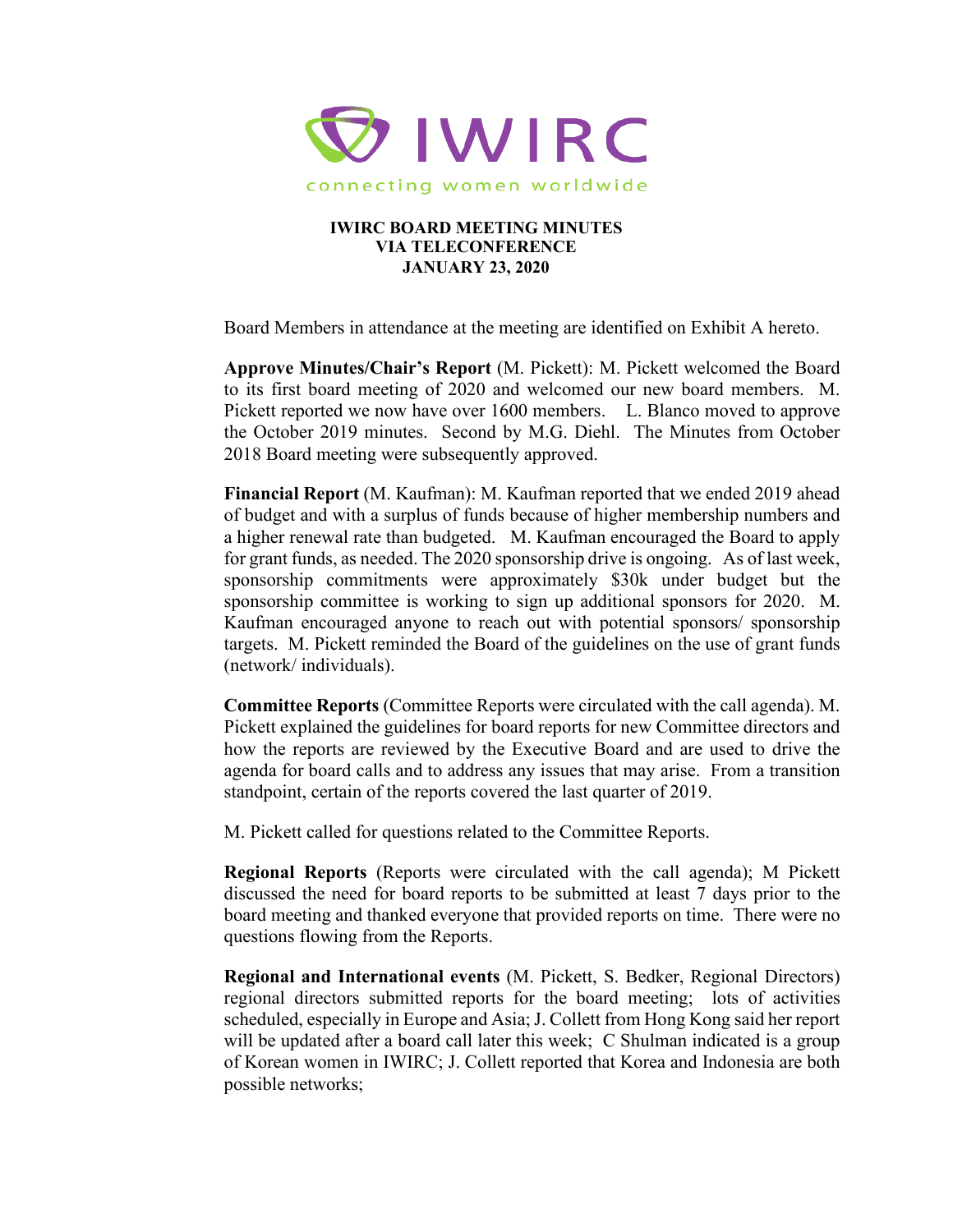IWIRC

connecting women worldwide

**IWIRC BOARD MEETING MINUTES**
**VIA TELECONFERENCE**
**JANUARY 23, 2020**

Board Members in attendance at the meeting are identified on Exhibit A hereto.

**Approve Minutes/Chair's Report** (M. Pickett): M. Pickett welcomed the Board to its first board meeting of 2020 and welcomed our new board members. M. Pickett reported we now have over 1600 members. L. Blanco moved to approve the October 2019 minutes. Second by M.G. Diehl. The Minutes from October 2018 Board meeting were subsequently approved.

**Financial Report** (M. Kaufman): M. Kaufman reported that we ended 2019 ahead of budget and with a surplus of funds because of higher membership numbers and a higher renewal rate than budgeted. M. Kaufman encouraged the Board to apply for grant funds, as needed. The 2020 sponsorship drive is ongoing. As of last week, sponsorship commitments were approximately $30k under budget but the sponsorship committee is working to sign up additional sponsors for 2020. M. Kaufman encouraged anyone to reach out with potential sponsors/ sponsorship targets. M. Pickett reminded the Board of the guidelines on the use of grant funds (network/ individuals).

**Committee Reports** (Committee Reports were circulated with the call agenda). M. Pickett explained the guidelines for board reports for new Committee directors and how the reports are reviewed by the Executive Board and are used to drive the agenda for board calls and to address any issues that may arise. From a transition standpoint, certain of the reports covered the last quarter of 2019.

M. Pickett called for questions related to the Committee Reports.

**Regional Reports** (Reports were circulated with the call agenda); M Pickett discussed the need for board reports to be submitted at least 7 days prior to the board meeting and thanked everyone that provided reports on time. There were no questions flowing from the Reports.

**Regional and International events** (M. Pickett, S. Bedker, Regional Directors) regional directors submitted reports for the board meeting; lots of activities scheduled, especially in Europe and Asia; J. Collett from Hong Kong said her report will be updated after a board call later this week; C Shulman indicated is a group of Korean women in IWIRC; J. Collett reported that Korea and Indonesia are both possible networks;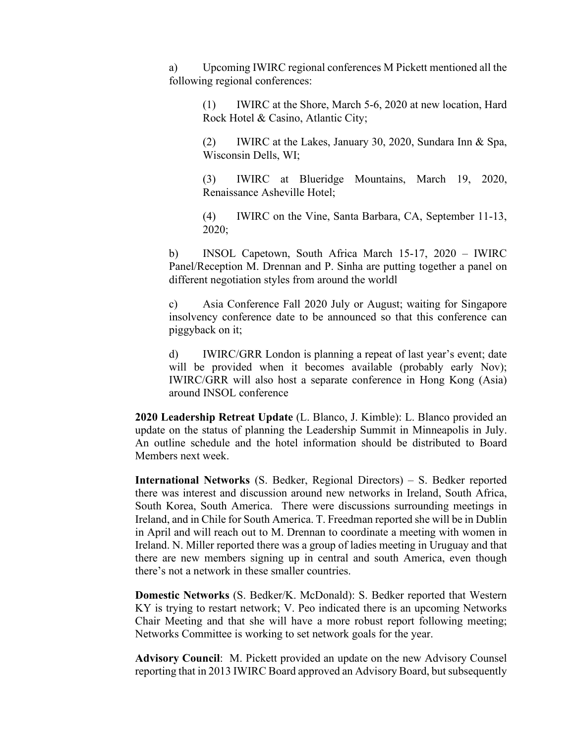a) Upcoming IWIRC regional conferences M Pickett mentioned all the following regional conferences:

(1) IWIRC at the Shore, March 5-6, 2020 at new location, Hard Rock Hotel & Casino, Atlantic City;

(2) IWIRC at the Lakes, January 30, 2020, Sundara Inn & Spa, Wisconsin Dells, WI;

(3) IWIRC at Blueridge Mountains, March 19, 2020, Renaissance Asheville Hotel;

(4) IWIRC on the Vine, Santa Barbara, CA, September 11-13, 2020;

b) INSOL Capetown, South Africa March 15-17, 2020 – IWIRC Panel/Reception M. Drennan and P. Sinha are putting together a panel on different negotiation styles from around the worldl

c) Asia Conference Fall 2020 July or August; waiting for Singapore insolvency conference date to be announced so that this conference can piggyback on it;

d) IWIRC/GRR London is planning a repeat of last year's event; date will be provided when it becomes available (probably early Nov); IWIRC/GRR will also host a separate conference in Hong Kong (Asia) around INSOL conference

**2020 Leadership Retreat Update** (L. Blanco, J. Kimble): L. Blanco provided an update on the status of planning the Leadership Summit in Minneapolis in July. An outline schedule and the hotel information should be distributed to Board Members next week.

**International Networks** (S. Bedker, Regional Directors) – S. Bedker reported there was interest and discussion around new networks in Ireland, South Africa, South Korea, South America. There were discussions surrounding meetings in Ireland, and in Chile for South America. T. Freedman reported she will be in Dublin in April and will reach out to M. Drennan to coordinate a meeting with women in Ireland. N. Miller reported there was a group of ladies meeting in Uruguay and that there are new members signing up in central and south America, even though there's not a network in these smaller countries.

**Domestic Networks** (S. Bedker/K. McDonald): S. Bedker reported that Western KY is trying to restart network; V. Peo indicated there is an upcoming Networks Chair Meeting and that she will have a more robust report following meeting; Networks Committee is working to set network goals for the year.

**Advisory Council**: M. Pickett provided an update on the new Advisory Counsel reporting that in 2013 IWIRC Board approved an Advisory Board, but subsequently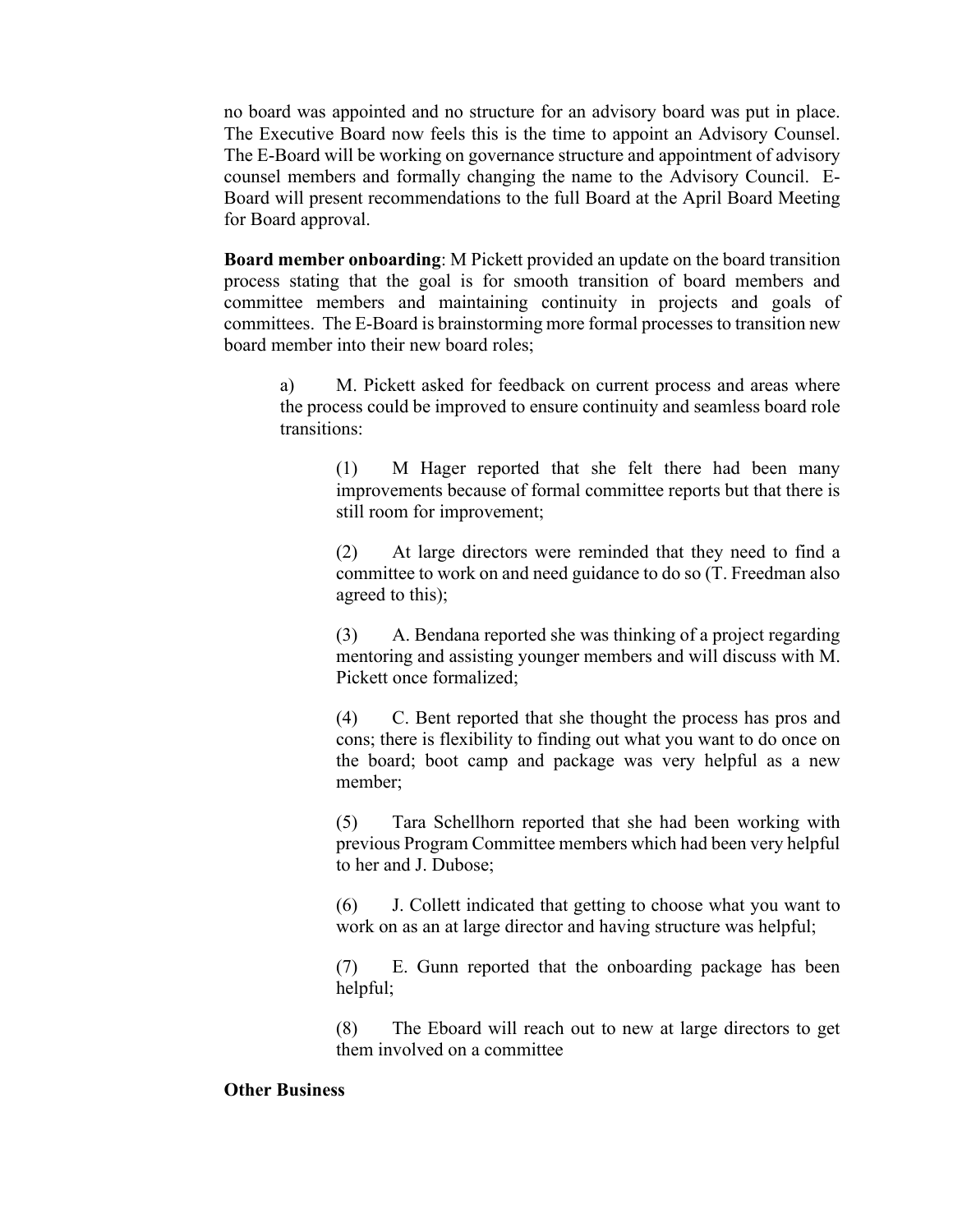no board was appointed and no structure for an advisory board was put in place. The Executive Board now feels this is the time to appoint an Advisory Counsel. The E-Board will be working on governance structure and appointment of advisory counsel members and formally changing the name to the Advisory Council. E-Board will present recommendations to the full Board at the April Board Meeting for Board approval.

**Board member onboarding**: M Pickett provided an update on the board transition process stating that the goal is for smooth transition of board members and committee members and maintaining continuity in projects and goals of committees. The E-Board is brainstorming more formal processes to transition new board member into their new board roles;

a) M. Pickett asked for feedback on current process and areas where the process could be improved to ensure continuity and seamless board role transitions:

(1) M Hager reported that she felt there had been many improvements because of formal committee reports but that there is still room for improvement;

(2) At large directors were reminded that they need to find a committee to work on and need guidance to do so (T. Freedman also agreed to this);

(3) A. Bendana reported she was thinking of a project regarding mentoring and assisting younger members and will discuss with M. Pickett once formalized;

(4) C. Bent reported that she thought the process has pros and cons; there is flexibility to finding out what you want to do once on the board; boot camp and package was very helpful as a new member;

(5) Tara Schellhorn reported that she had been working with previous Program Committee members which had been very helpful to her and J. Dubose;

(6) J. Collett indicated that getting to choose what you want to work on as an at large director and having structure was helpful;

(7) E. Gunn reported that the onboarding package has been helpful;

(8) The Eboard will reach out to new at large directors to get them involved on a committee

**Other Business**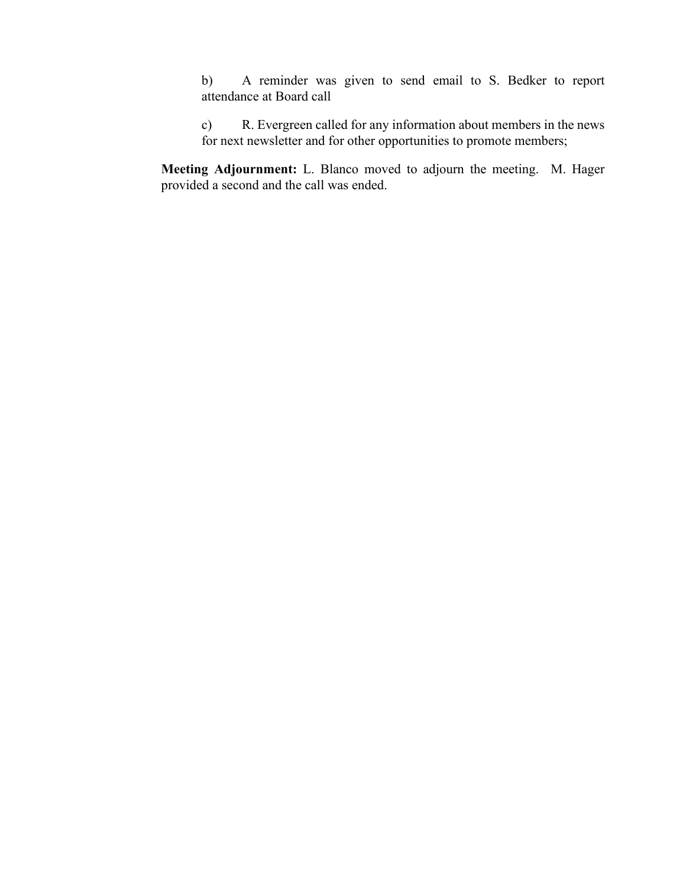b) A reminder was given to send email to S. Bedker to report attendance at Board call

c) R. Evergreen called for any information about members in the news for next newsletter and for other opportunities to promote members;

**Meeting Adjournment:** L. Blanco moved to adjourn the meeting. M. Hager provided a second and the call was ended.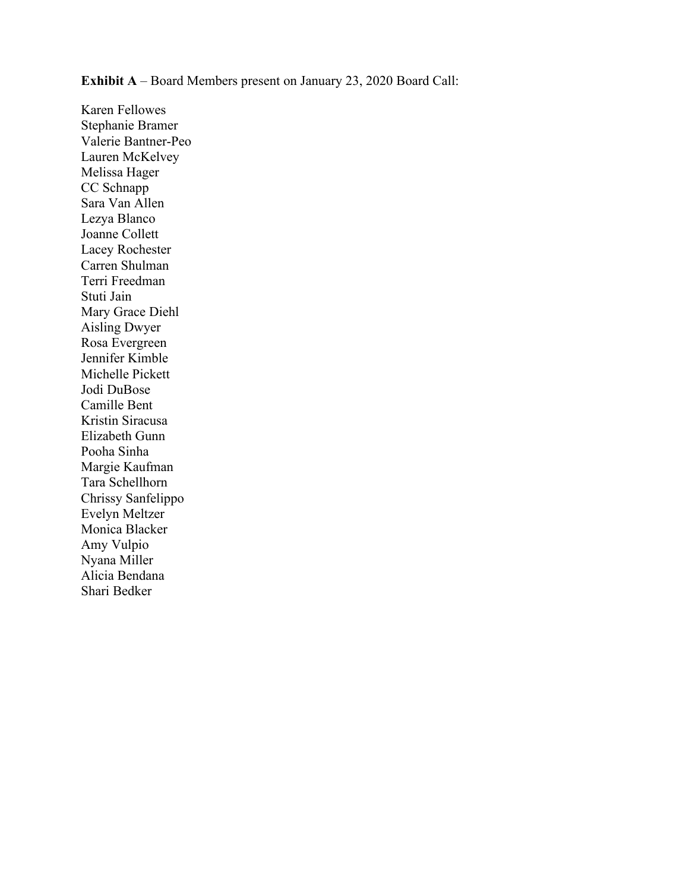**Exhibit A** – Board Members present on January 23, 2020 Board Call:

Karen Fellowes
Stephanie Bramer
Valerie Bantner-Peo
Lauren McKelvey
Melissa Hager
CC Schnapp
Sara Van Allen
Lezya Blanco
Joanne Collett
Lacey Rochester
Carren Shulman
Terri Freedman
Stuti Jain
Mary Grace Diehl
Aisling Dwyer
Rosa Evergreen
Jennifer Kimble
Michelle Pickett
Jodi DuBose
Camille Bent
Kristin Siracusa
Elizabeth Gunn
Pooha Sinha
Margie Kaufman
Tara Schellhorn
Chrissy Sanfelippo
Evelyn Meltzer
Monica Blacker
Amy Vulpio
Nyana Miller
Alicia Bendana
Shari Bedker